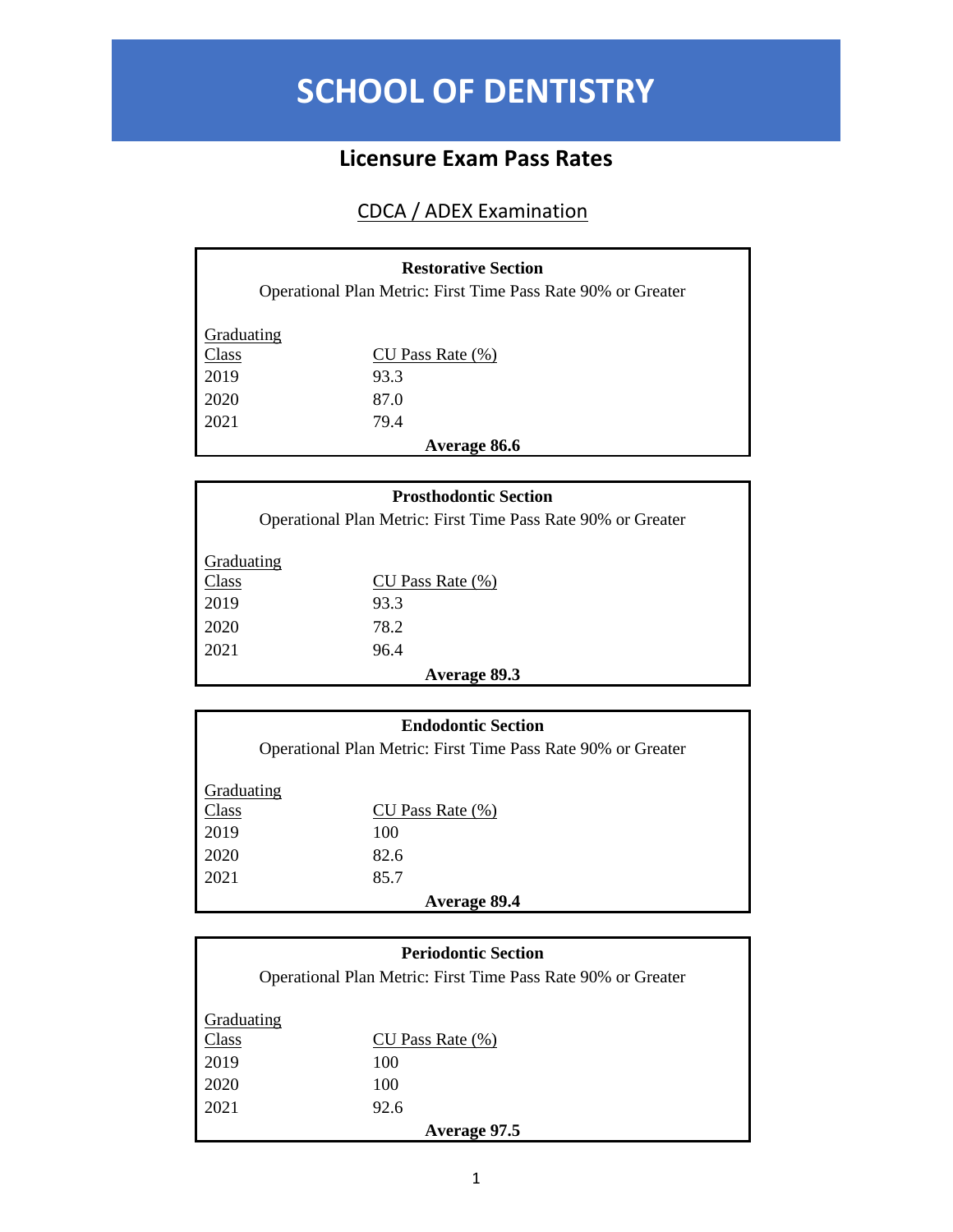# SCHOOL OF DENTISTRY

## Licensure Exam Pass Rates

### CDCA / ADEX Examination

**Restorative Section**

Operational Plan Metric: First Time Pass Rate 90% or Greater

| Graduating Class | CU Pass Rate (%) |
|---|---|
| 2019 | 93.3 |
| 2020 | 87.0 |
| 2021 | 79.4 |
| **Average 86.6** | |

**Prosthodontic Section**

Operational Plan Metric: First Time Pass Rate 90% or Greater

| Graduating Class | CU Pass Rate (%) |
|---|---|
| 2019 | 93.3 |
| 2020 | 78.2 |
| 2021 | 96.4 |
| **Average 89.3** | |

**Endodontic Section**

Operational Plan Metric: First Time Pass Rate 90% or Greater

| Graduating Class | CU Pass Rate (%) |
|---|---|
| 2019 | 100 |
| 2020 | 82.6 |
| 2021 | 85.7 |
| **Average 89.4** | |

**Periodontic Section**

Operational Plan Metric: First Time Pass Rate 90% or Greater

| Graduating Class | CU Pass Rate (%) |
|---|---|
| 2019 | 100 |
| 2020 | 100 |
| 2021 | 92.6 |
| **Average 97.5** | |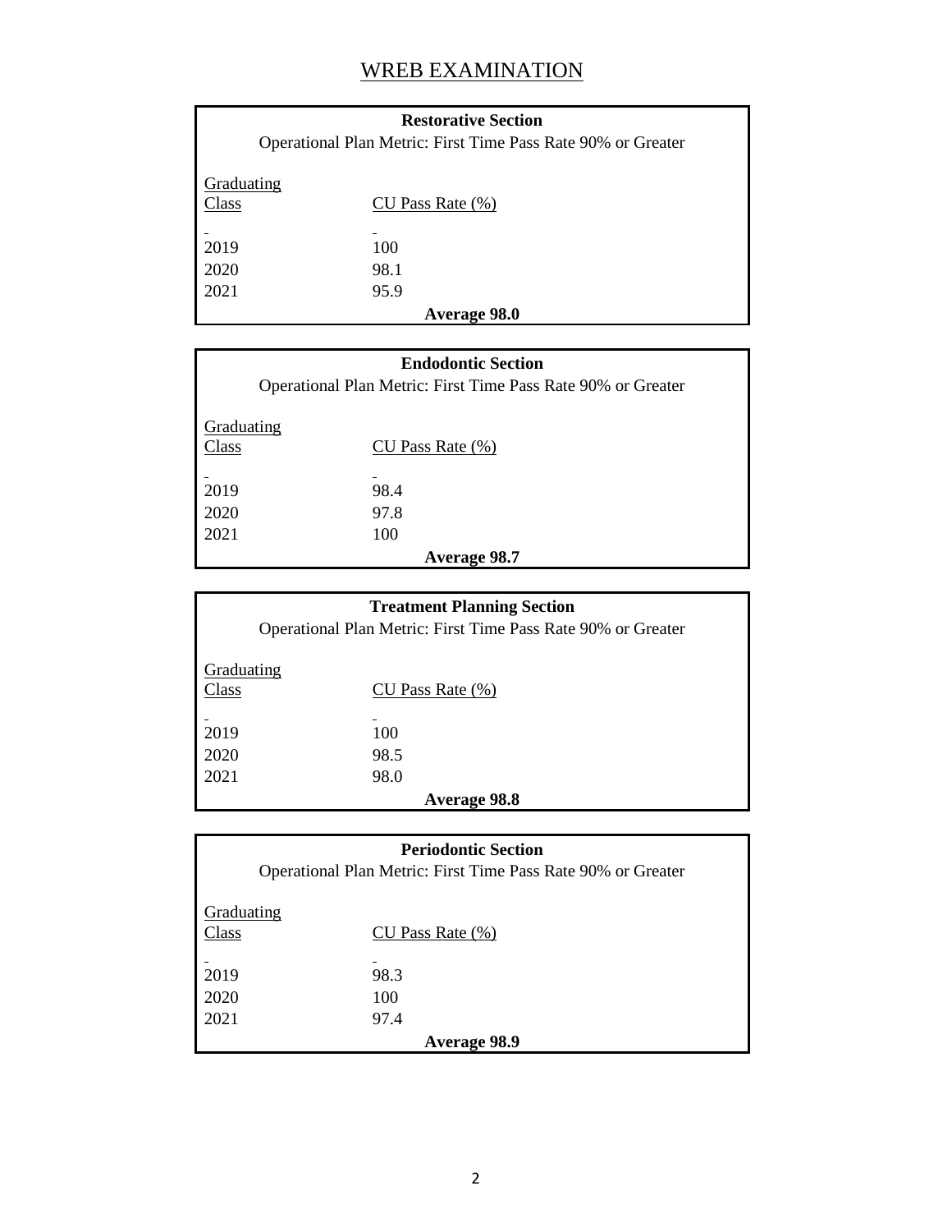# WREB EXAMINATION

**Restorative Section**

Operational Plan Metric: First Time Pass Rate 90% or Greater

| Graduating Class | CU Pass Rate (%) |
|---|---|
| 2019 | 100 |
| 2020 | 98.1 |
| 2021 | 95.9 |

**Average 98.0**

**Endodontic Section**

Operational Plan Metric: First Time Pass Rate 90% or Greater

| Graduating Class | CU Pass Rate (%) |
|---|---|
| 2019 | 98.4 |
| 2020 | 97.8 |
| 2021 | 100 |

**Average 98.7**

**Treatment Planning Section**

Operational Plan Metric: First Time Pass Rate 90% or Greater

| Graduating Class | CU Pass Rate (%) |
|---|---|
| 2019 | 100 |
| 2020 | 98.5 |
| 2021 | 98.0 |

**Average 98.8**

**Periodontic Section**

Operational Plan Metric: First Time Pass Rate 90% or Greater

| Graduating Class | CU Pass Rate (%) |
|---|---|
| 2019 | 98.3 |
| 2020 | 100 |
| 2021 | 97.4 |

**Average 98.9**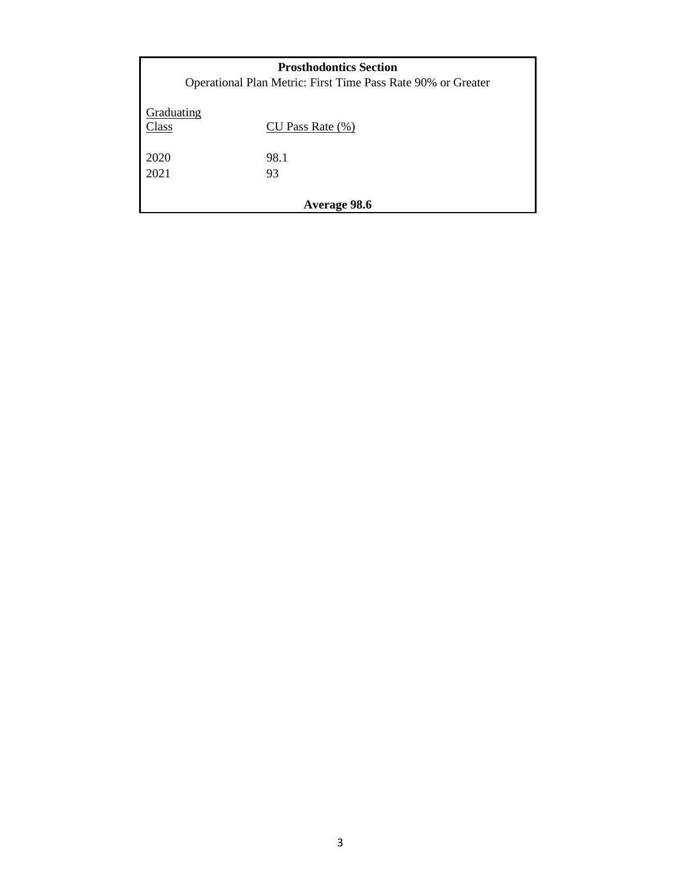**Prosthodontics Section**

Operational Plan Metric: First Time Pass Rate 90% or Greater

| Graduating Class | CU Pass Rate (%) |
|---|---|
| 2020 | 98.1 |
| 2021 | 93 |

**Average 98.6**